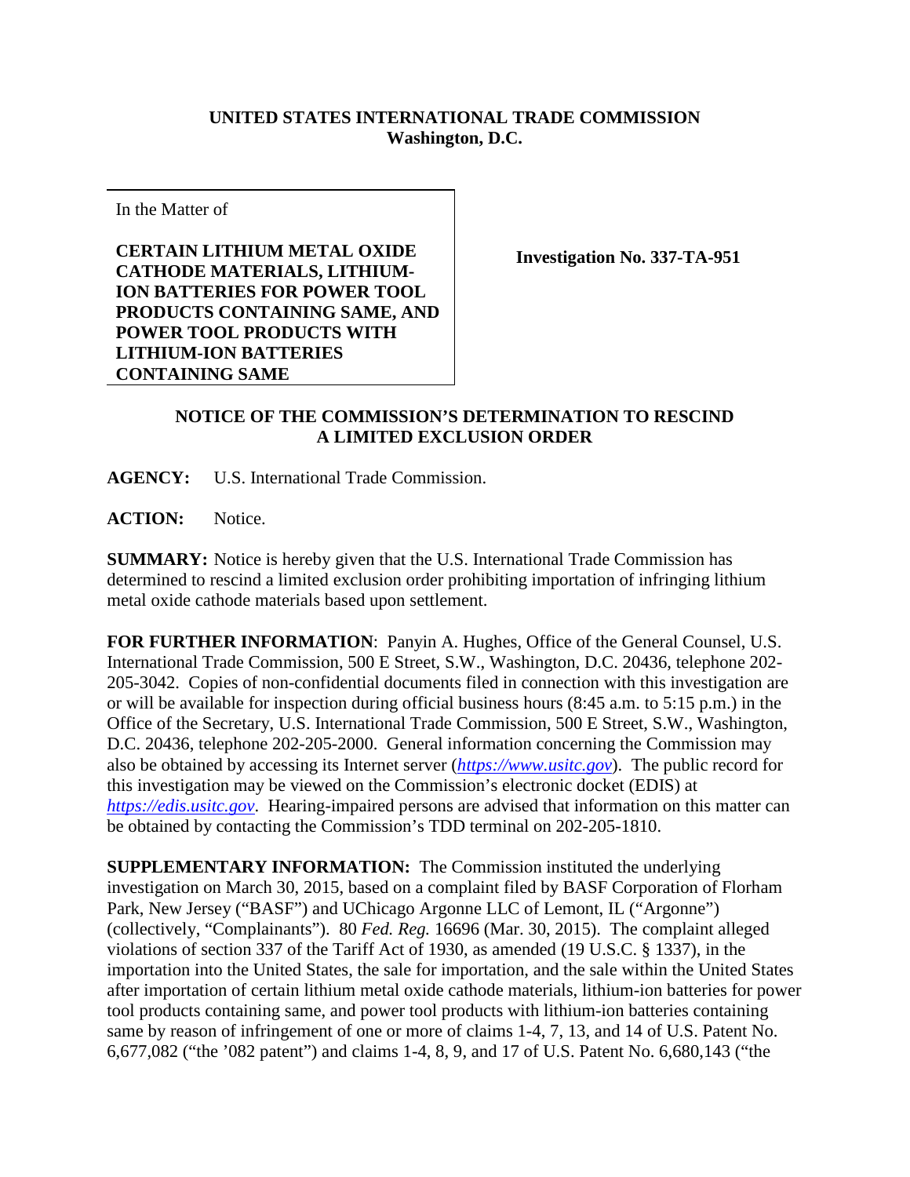**UNITED STATES INTERNATIONAL TRADE COMMISSION**
**Washington, D.C.**

| In the Matter of<br><br>**CERTAIN LITHIUM METAL OXIDE CATHODE MATERIALS, LITHIUM-ION BATTERIES FOR POWER TOOL PRODUCTS CONTAINING SAME, AND POWER TOOL PRODUCTS WITH LITHIUM-ION BATTERIES CONTAINING SAME** | **Investigation No. 337-TA-951** |
| --- | --- |

**NOTICE OF THE COMMISSION'S DETERMINATION TO RESCIND A LIMITED EXCLUSION ORDER**

**AGENCY:** U.S. International Trade Commission.

**ACTION:** Notice.

**SUMMARY:** Notice is hereby given that the U.S. International Trade Commission has determined to rescind a limited exclusion order prohibiting importation of infringing lithium metal oxide cathode materials based upon settlement.

**FOR FURTHER INFORMATION**: Panyin A. Hughes, Office of the General Counsel, U.S. International Trade Commission, 500 E Street, S.W., Washington, D.C. 20436, telephone 202-205-3042. Copies of non-confidential documents filed in connection with this investigation are or will be available for inspection during official business hours (8:45 a.m. to 5:15 p.m.) in the Office of the Secretary, U.S. International Trade Commission, 500 E Street, S.W., Washington, D.C. 20436, telephone 202-205-2000. General information concerning the Commission may also be obtained by accessing its Internet server (*https://www.usitc.gov*). The public record for this investigation may be viewed on the Commission's electronic docket (EDIS) at *https://edis.usitc.gov*. Hearing-impaired persons are advised that information on this matter can be obtained by contacting the Commission's TDD terminal on 202-205-1810.

**SUPPLEMENTARY INFORMATION:** The Commission instituted the underlying investigation on March 30, 2015, based on a complaint filed by BASF Corporation of Florham Park, New Jersey ("BASF") and UChicago Argonne LLC of Lemont, IL ("Argonne") (collectively, "Complainants"). 80 *Fed. Reg.* 16696 (Mar. 30, 2015). The complaint alleged violations of section 337 of the Tariff Act of 1930, as amended (19 U.S.C. § 1337), in the importation into the United States, the sale for importation, and the sale within the United States after importation of certain lithium metal oxide cathode materials, lithium-ion batteries for power tool products containing same, and power tool products with lithium-ion batteries containing same by reason of infringement of one or more of claims 1-4, 7, 13, and 14 of U.S. Patent No. 6,677,082 ("the '082 patent") and claims 1-4, 8, 9, and 17 of U.S. Patent No. 6,680,143 ("the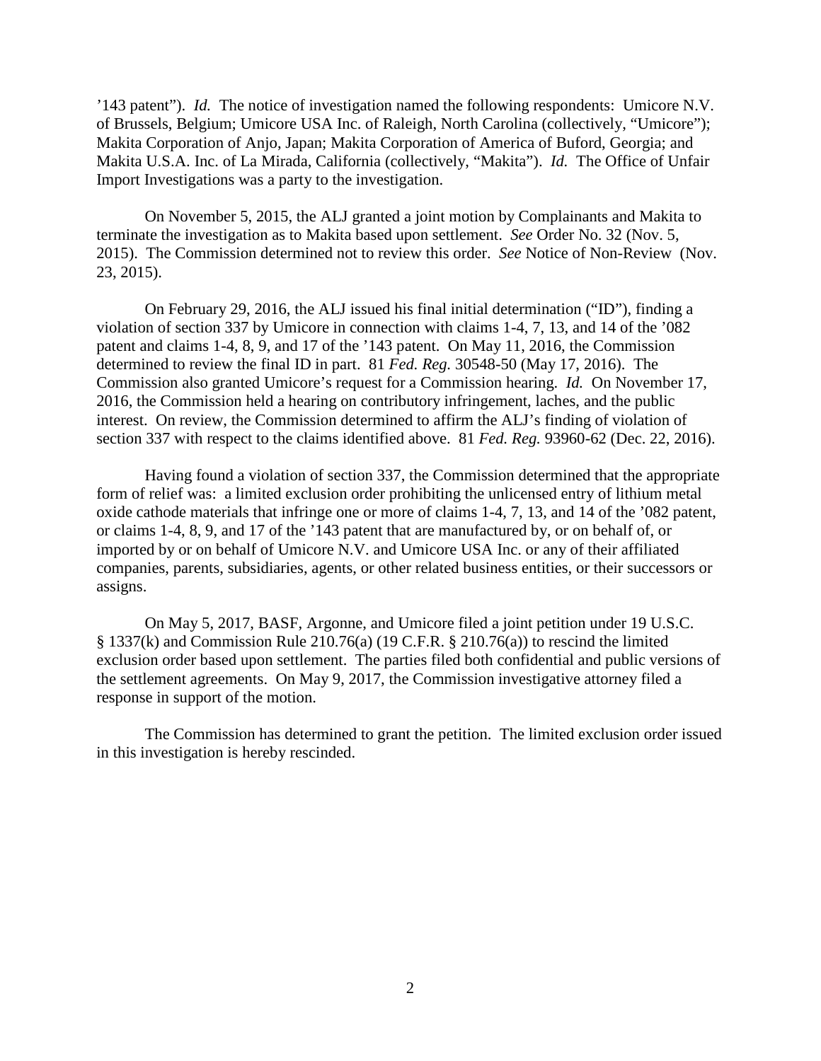'143 patent"). *Id.* The notice of investigation named the following respondents: Umicore N.V. of Brussels, Belgium; Umicore USA Inc. of Raleigh, North Carolina (collectively, "Umicore"); Makita Corporation of Anjo, Japan; Makita Corporation of America of Buford, Georgia; and Makita U.S.A. Inc. of La Mirada, California (collectively, "Makita"). *Id.* The Office of Unfair Import Investigations was a party to the investigation.

On November 5, 2015, the ALJ granted a joint motion by Complainants and Makita to terminate the investigation as to Makita based upon settlement. *See* Order No. 32 (Nov. 5, 2015). The Commission determined not to review this order. *See* Notice of Non-Review (Nov. 23, 2015).

On February 29, 2016, the ALJ issued his final initial determination ("ID"), finding a violation of section 337 by Umicore in connection with claims 1-4, 7, 13, and 14 of the '082 patent and claims 1-4, 8, 9, and 17 of the '143 patent. On May 11, 2016, the Commission determined to review the final ID in part. 81 *Fed. Reg.* 30548-50 (May 17, 2016). The Commission also granted Umicore's request for a Commission hearing. *Id.* On November 17, 2016, the Commission held a hearing on contributory infringement, laches, and the public interest. On review, the Commission determined to affirm the ALJ's finding of violation of section 337 with respect to the claims identified above. 81 *Fed. Reg.* 93960-62 (Dec. 22, 2016).

Having found a violation of section 337, the Commission determined that the appropriate form of relief was: a limited exclusion order prohibiting the unlicensed entry of lithium metal oxide cathode materials that infringe one or more of claims 1-4, 7, 13, and 14 of the '082 patent, or claims 1-4, 8, 9, and 17 of the '143 patent that are manufactured by, or on behalf of, or imported by or on behalf of Umicore N.V. and Umicore USA Inc. or any of their affiliated companies, parents, subsidiaries, agents, or other related business entities, or their successors or assigns.

On May 5, 2017, BASF, Argonne, and Umicore filed a joint petition under 19 U.S.C. § 1337(k) and Commission Rule 210.76(a) (19 C.F.R. § 210.76(a)) to rescind the limited exclusion order based upon settlement. The parties filed both confidential and public versions of the settlement agreements. On May 9, 2017, the Commission investigative attorney filed a response in support of the motion.

The Commission has determined to grant the petition. The limited exclusion order issued in this investigation is hereby rescinded.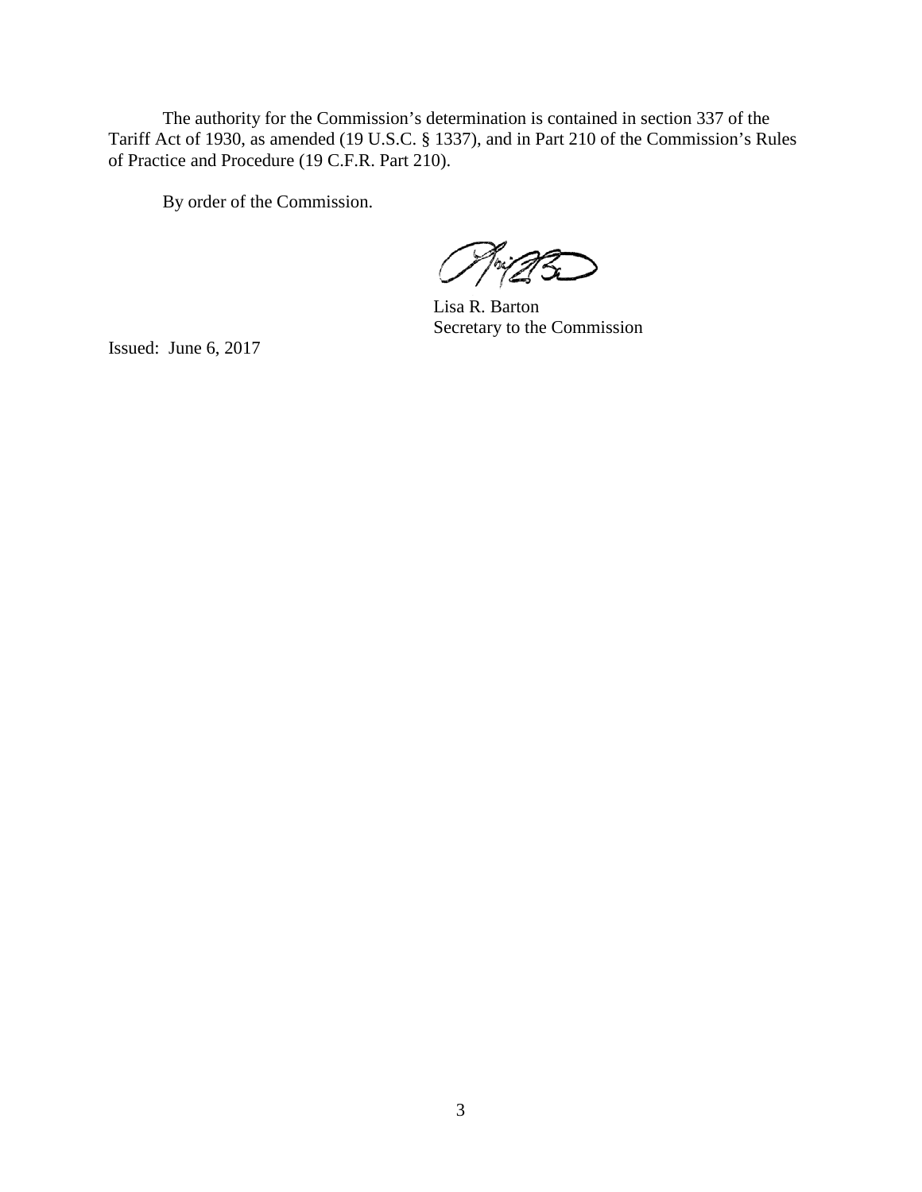The authority for the Commission's determination is contained in section 337 of the Tariff Act of 1930, as amended (19 U.S.C. § 1337), and in Part 210 of the Commission's Rules of Practice and Procedure (19 C.F.R. Part 210).

By order of the Commission.

Lisa R. Barton
Secretary to the Commission

Issued: June 6, 2017